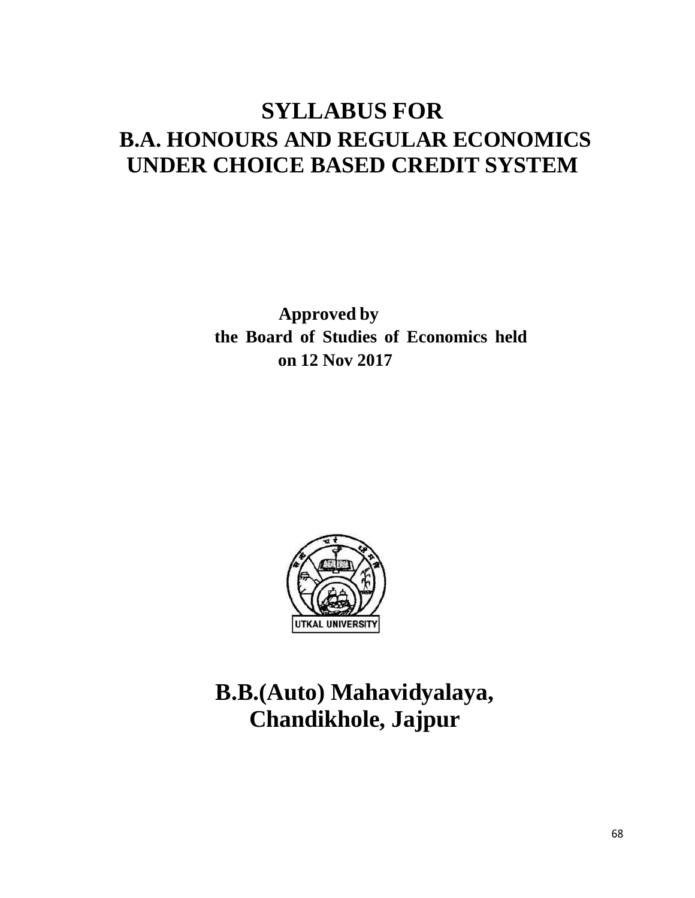# SYLLABUS FOR
# B.A. HONOURS AND REGULAR ECONOMICS UNDER CHOICE BASED CREDIT SYSTEM

**Approved by the Board of Studies of Economics held on 12 Nov 2017**

UTKAL UNIVERSITY

## B.B.(Auto) Mahavidyalaya, Chandikhole, Jajpur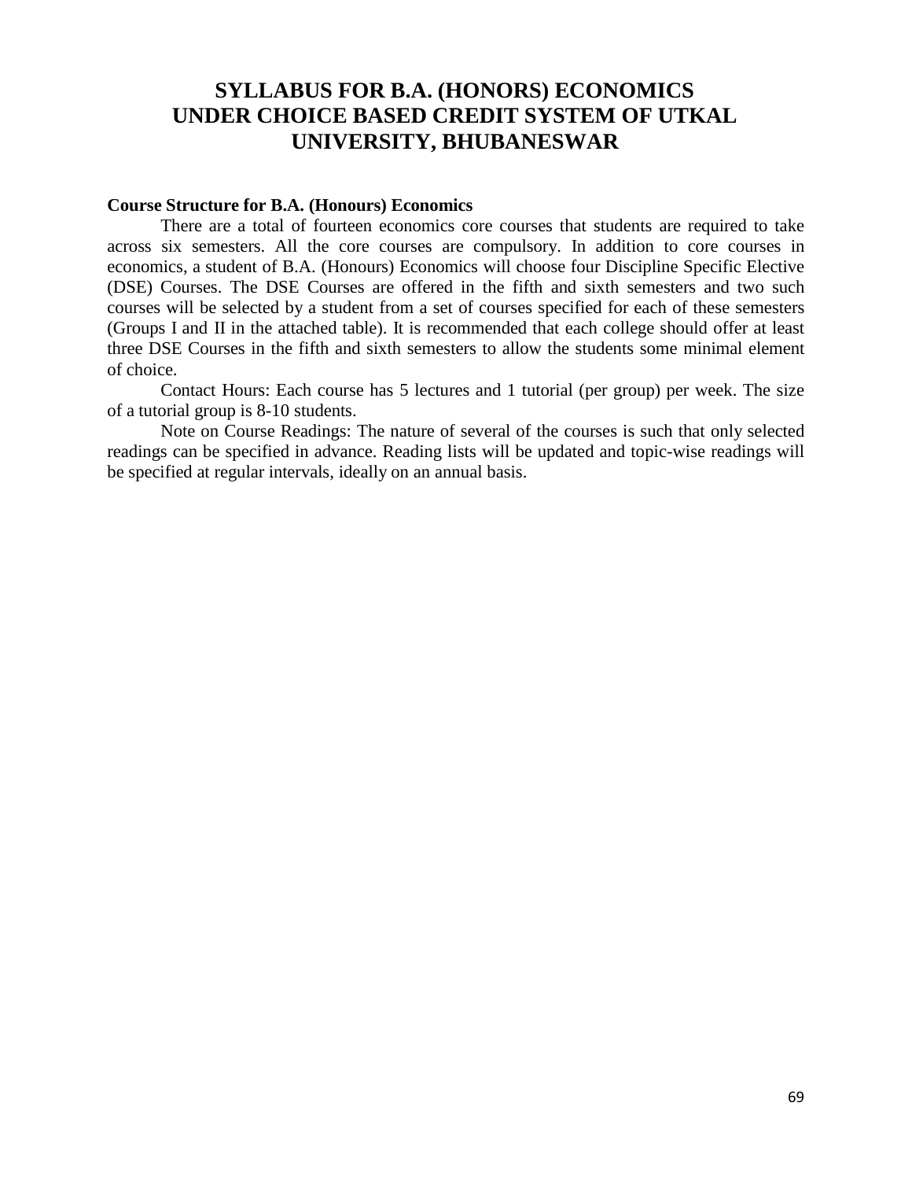# SYLLABUS FOR B.A. (HONORS) ECONOMICS UNDER CHOICE BASED CREDIT SYSTEM OF UTKAL UNIVERSITY, BHUBANESWAR

**Course Structure for B.A. (Honours) Economics**

There are a total of fourteen economics core courses that students are required to take across six semesters. All the core courses are compulsory. In addition to core courses in economics, a student of B.A. (Honours) Economics will choose four Discipline Specific Elective (DSE) Courses. The DSE Courses are offered in the fifth and sixth semesters and two such courses will be selected by a student from a set of courses specified for each of these semesters (Groups I and II in the attached table). It is recommended that each college should offer at least three DSE Courses in the fifth and sixth semesters to allow the students some minimal element of choice.

Contact Hours: Each course has 5 lectures and 1 tutorial (per group) per week. The size of a tutorial group is 8-10 students.

Note on Course Readings: The nature of several of the courses is such that only selected readings can be specified in advance. Reading lists will be updated and topic-wise readings will be specified at regular intervals, ideally on an annual basis.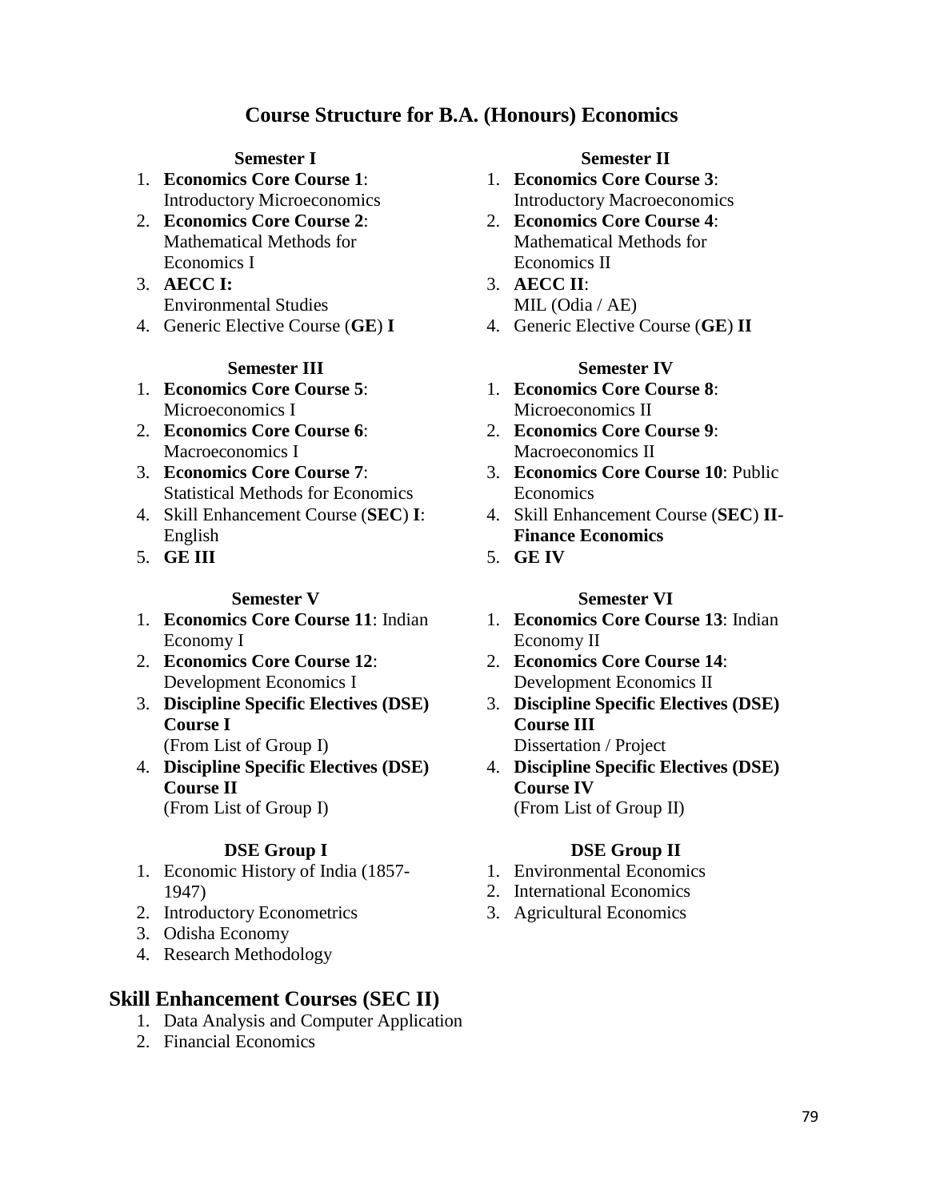# Course Structure for B.A. (Honours) Economics

### Semester I

1. **Economics Core Course 1**: Introductory Microeconomics
2. **Economics Core Course 2**: Mathematical Methods for Economics I
3. **AECC I:** Environmental Studies
4. Generic Elective Course (**GE**) **I**

### Semester II

1. **Economics Core Course 3**: Introductory Macroeconomics
2. **Economics Core Course 4**: Mathematical Methods for Economics II
3. **AECC II**: MIL (Odia / AE)
4. Generic Elective Course (**GE**) **II**

### Semester III

1. **Economics Core Course 5**: Microeconomics I
2. **Economics Core Course 6**: Macroeconomics I
3. **Economics Core Course 7**: Statistical Methods for Economics
4. Skill Enhancement Course (**SEC**) **I**: English
5. **GE III**

### Semester IV

1. **Economics Core Course 8**: Microeconomics II
2. **Economics Core Course 9**: Macroeconomics II
3. **Economics Core Course 10**: Public Economics
4. Skill Enhancement Course (**SEC**) **II-Finance Economics**
5. **GE IV**

### Semester V

1. **Economics Core Course 11**: Indian Economy I
2. **Economics Core Course 12**: Development Economics I
3. **Discipline Specific Electives (DSE) Course I**
   (From List of Group I)
4. **Discipline Specific Electives (DSE) Course II**
   (From List of Group I)

### Semester VI

1. **Economics Core Course 13**: Indian Economy II
2. **Economics Core Course 14**: Development Economics II
3. **Discipline Specific Electives (DSE) Course III**
   Dissertation / Project
4. **Discipline Specific Electives (DSE) Course IV**
   (From List of Group II)

### DSE Group I

1. Economic History of India (1857-1947)
2. Introductory Econometrics
3. Odisha Economy
4. Research Methodology

### DSE Group II

1. Environmental Economics
2. International Economics
3. Agricultural Economics

## Skill Enhancement Courses (SEC II)

1. Data Analysis and Computer Application
2. Financial Economics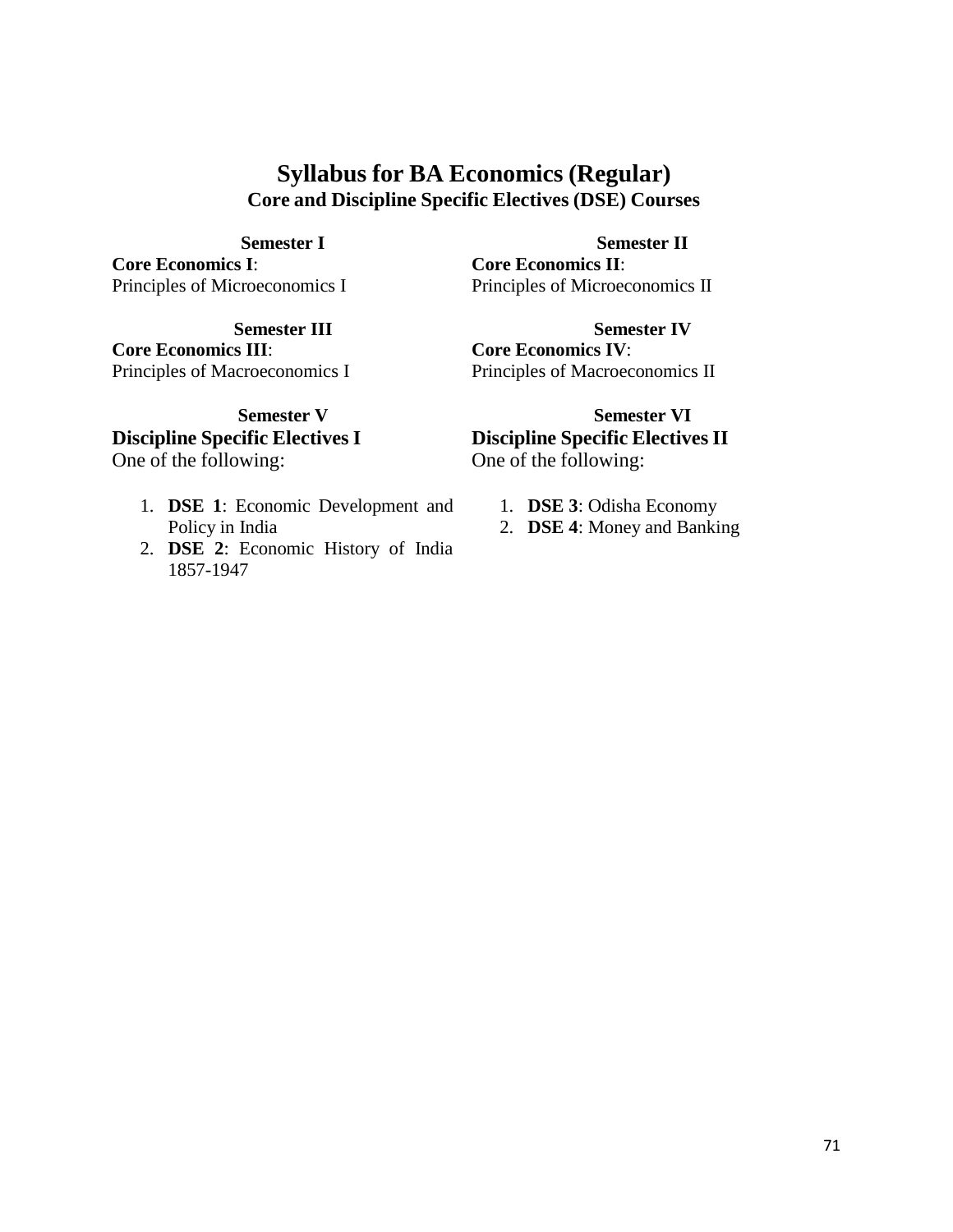# Syllabus for BA Economics (Regular)

## Core and Discipline Specific Electives (DSE) Courses

**Semester I**

**Core Economics I**:
Principles of Microeconomics I

**Semester II**

**Core Economics II**:
Principles of Microeconomics II

**Semester III**

**Core Economics III**:
Principles of Macroeconomics I

**Semester IV**

**Core Economics IV**:
Principles of Macroeconomics II

**Semester V**

**Discipline Specific Electives I**
One of the following:

1. **DSE 1**: Economic Development and Policy in India
2. **DSE 2**: Economic History of India 1857-1947

**Semester VI**

**Discipline Specific Electives II**
One of the following:

1. **DSE 3**: Odisha Economy
2. **DSE 4**: Money and Banking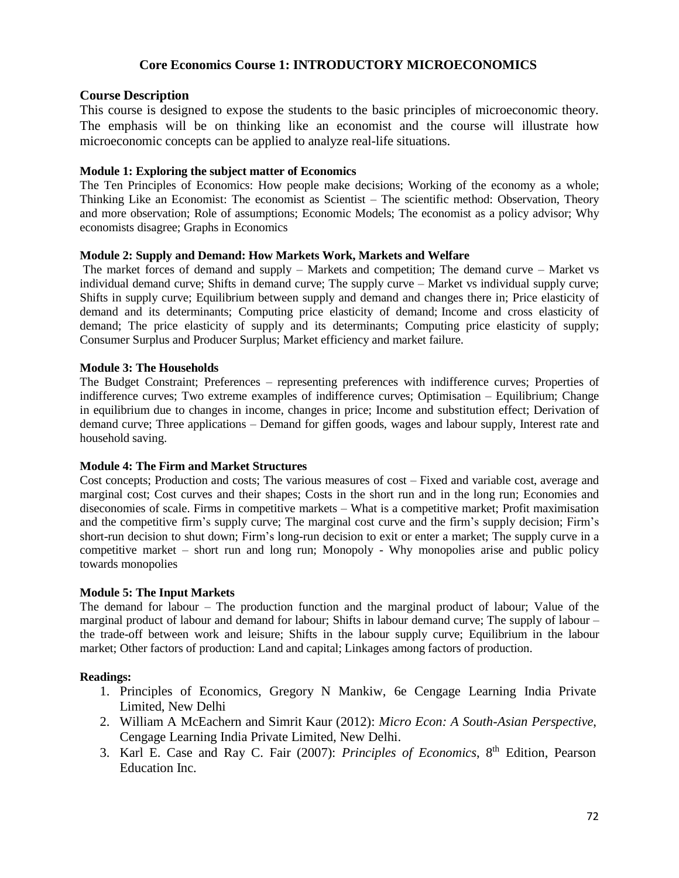## Core Economics Course 1: INTRODUCTORY MICROECONOMICS

### Course Description

This course is designed to expose the students to the basic principles of microeconomic theory. The emphasis will be on thinking like an economist and the course will illustrate how microeconomic concepts can be applied to analyze real-life situations.

**Module 1: Exploring the subject matter of Economics**

The Ten Principles of Economics: How people make decisions; Working of the economy as a whole; Thinking Like an Economist: The economist as Scientist – The scientific method: Observation, Theory and more observation; Role of assumptions; Economic Models; The economist as a policy advisor; Why economists disagree; Graphs in Economics

**Module 2: Supply and Demand: How Markets Work, Markets and Welfare**

The market forces of demand and supply – Markets and competition; The demand curve – Market vs individual demand curve; Shifts in demand curve; The supply curve – Market vs individual supply curve; Shifts in supply curve; Equilibrium between supply and demand and changes there in; Price elasticity of demand and its determinants; Computing price elasticity of demand; Income and cross elasticity of demand; The price elasticity of supply and its determinants; Computing price elasticity of supply; Consumer Surplus and Producer Surplus; Market efficiency and market failure.

**Module 3: The Households**

The Budget Constraint; Preferences – representing preferences with indifference curves; Properties of indifference curves; Two extreme examples of indifference curves; Optimisation – Equilibrium; Change in equilibrium due to changes in income, changes in price; Income and substitution effect; Derivation of demand curve; Three applications – Demand for giffen goods, wages and labour supply, Interest rate and household saving.

**Module 4: The Firm and Market Structures**

Cost concepts; Production and costs; The various measures of cost – Fixed and variable cost, average and marginal cost; Cost curves and their shapes; Costs in the short run and in the long run; Economies and diseconomies of scale. Firms in competitive markets – What is a competitive market; Profit maximisation and the competitive firm's supply curve; The marginal cost curve and the firm's supply decision; Firm's short-run decision to shut down; Firm's long-run decision to exit or enter a market; The supply curve in a competitive market – short run and long run; Monopoly - Why monopolies arise and public policy towards monopolies

**Module 5: The Input Markets**

The demand for labour – The production function and the marginal product of labour; Value of the marginal product of labour and demand for labour; Shifts in labour demand curve; The supply of labour – the trade-off between work and leisure; Shifts in the labour supply curve; Equilibrium in the labour market; Other factors of production: Land and capital; Linkages among factors of production.

**Readings:**

1. Principles of Economics, Gregory N Mankiw, 6e Cengage Learning India Private Limited, New Delhi
2. William A McEachern and Simrit Kaur (2012): *Micro Econ: A South-Asian Perspective*, Cengage Learning India Private Limited, New Delhi.
3. Karl E. Case and Ray C. Fair (2007): *Principles of Economics*, 8th Edition, Pearson Education Inc.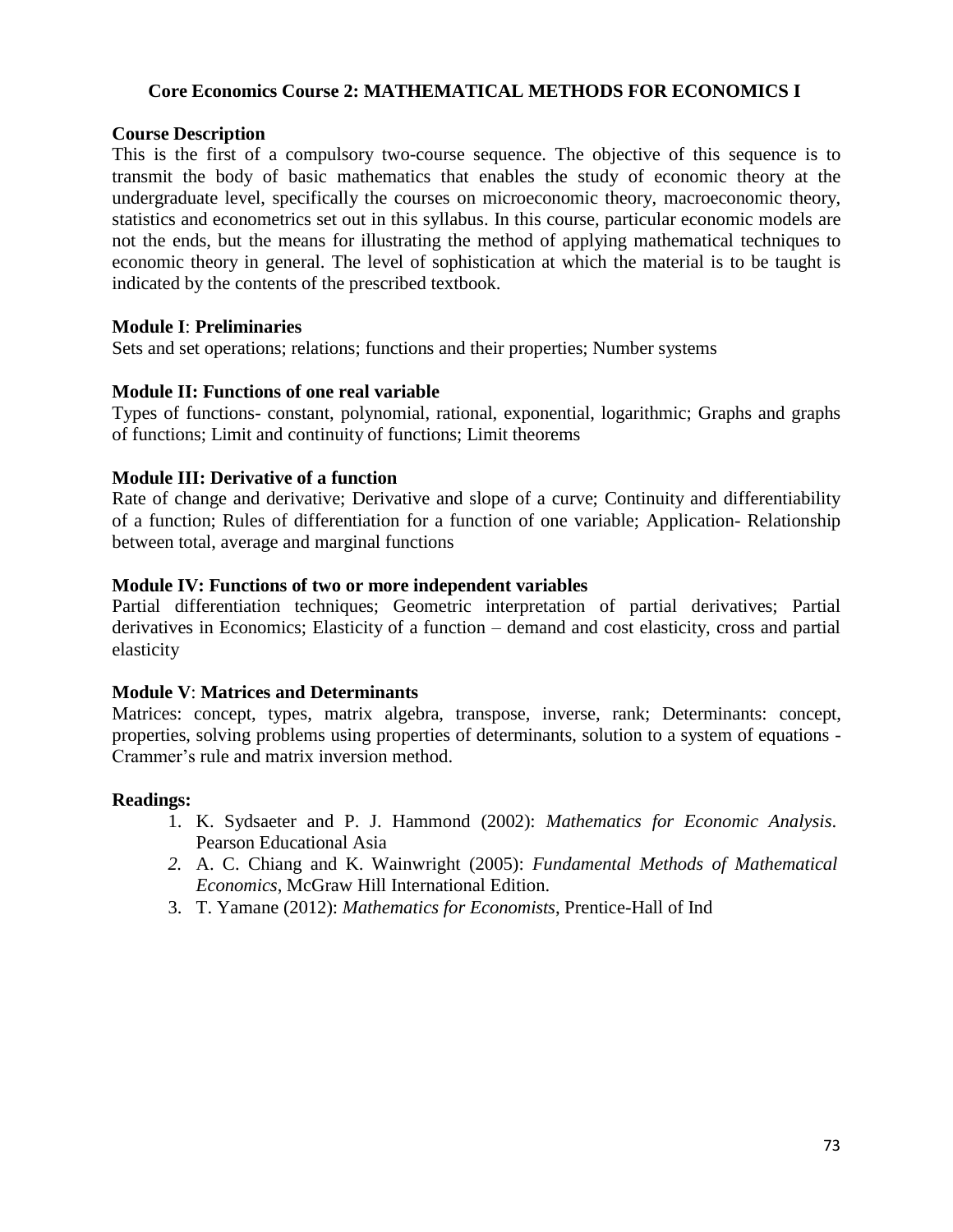## Core Economics Course 2: MATHEMATICAL METHODS FOR ECONOMICS I

### Course Description

This is the first of a compulsory two-course sequence. The objective of this sequence is to transmit the body of basic mathematics that enables the study of economic theory at the undergraduate level, specifically the courses on microeconomic theory, macroeconomic theory, statistics and econometrics set out in this syllabus. In this course, particular economic models are not the ends, but the means for illustrating the method of applying mathematical techniques to economic theory in general. The level of sophistication at which the material is to be taught is indicated by the contents of the prescribed textbook.

### Module I: Preliminaries

Sets and set operations; relations; functions and their properties; Number systems

### Module II: Functions of one real variable

Types of functions- constant, polynomial, rational, exponential, logarithmic; Graphs and graphs of functions; Limit and continuity of functions; Limit theorems

### Module III: Derivative of a function

Rate of change and derivative; Derivative and slope of a curve; Continuity and differentiability of a function; Rules of differentiation for a function of one variable; Application- Relationship between total, average and marginal functions

### Module IV: Functions of two or more independent variables

Partial differentiation techniques; Geometric interpretation of partial derivatives; Partial derivatives in Economics; Elasticity of a function – demand and cost elasticity, cross and partial elasticity

### Module V: Matrices and Determinants

Matrices: concept, types, matrix algebra, transpose, inverse, rank; Determinants: concept, properties, solving problems using properties of determinants, solution to a system of equations - Crammer's rule and matrix inversion method.

### Readings:

1. K. Sydsaeter and P. J. Hammond (2002): *Mathematics for Economic Analysis*. Pearson Educational Asia
2. A. C. Chiang and K. Wainwright (2005): *Fundamental Methods of Mathematical Economics*, McGraw Hill International Edition.
3. T. Yamane (2012): *Mathematics for Economists*, Prentice-Hall of Ind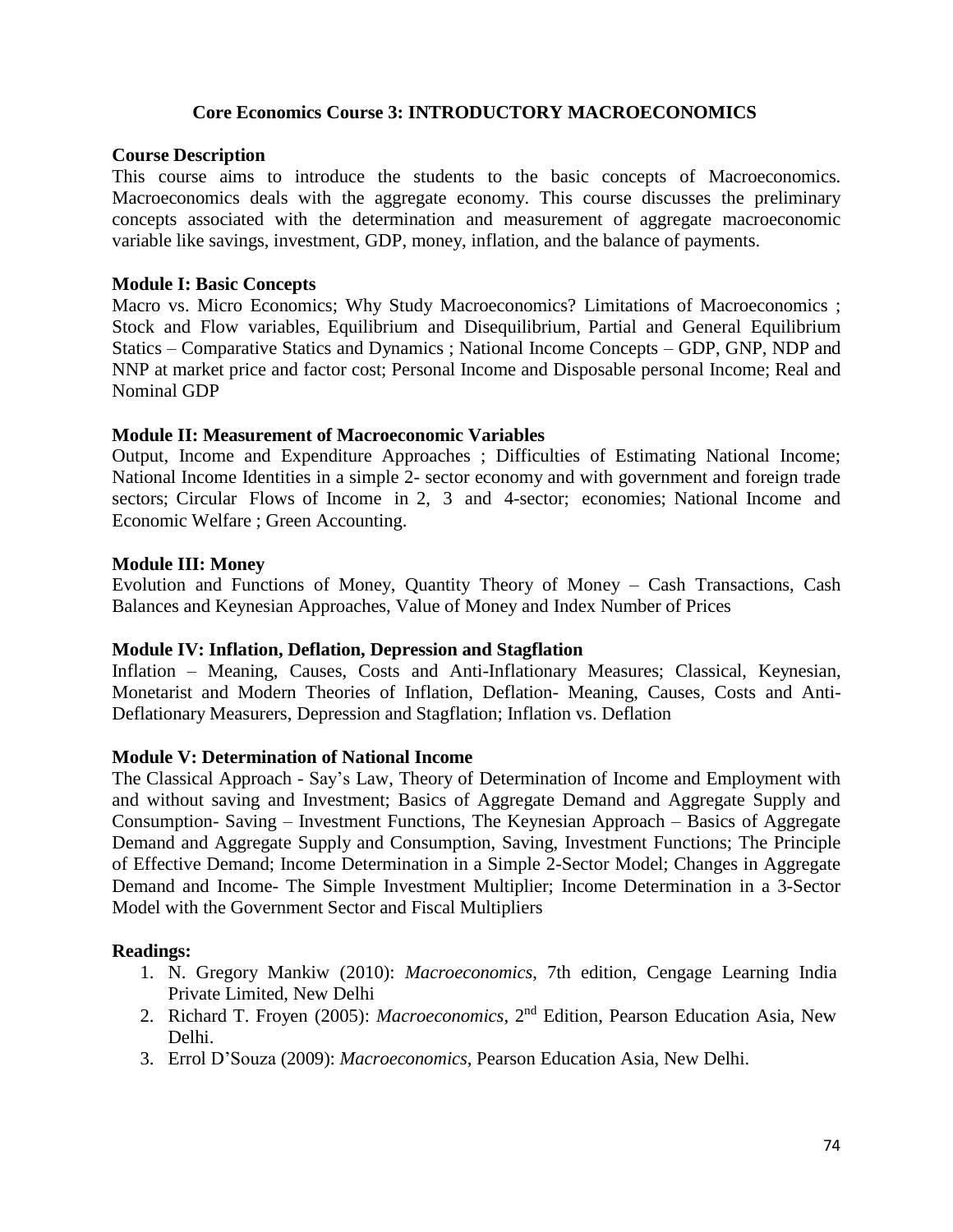## Core Economics Course 3: INTRODUCTORY MACROECONOMICS

**Course Description**

This course aims to introduce the students to the basic concepts of Macroeconomics. Macroeconomics deals with the aggregate economy. This course discusses the preliminary concepts associated with the determination and measurement of aggregate macroeconomic variable like savings, investment, GDP, money, inflation, and the balance of payments.

**Module I: Basic Concepts**

Macro vs. Micro Economics; Why Study Macroeconomics? Limitations of Macroeconomics ; Stock and Flow variables, Equilibrium and Disequilibrium, Partial and General Equilibrium Statics – Comparative Statics and Dynamics ; National Income Concepts – GDP, GNP, NDP and NNP at market price and factor cost; Personal Income and Disposable personal Income; Real and Nominal GDP

**Module II: Measurement of Macroeconomic Variables**

Output, Income and Expenditure Approaches ; Difficulties of Estimating National Income; National Income Identities in a simple 2- sector economy and with government and foreign trade sectors; Circular Flows of Income in 2, 3 and 4-sector; economies; National Income and Economic Welfare ; Green Accounting.

**Module III: Money**

Evolution and Functions of Money, Quantity Theory of Money – Cash Transactions, Cash Balances and Keynesian Approaches, Value of Money and Index Number of Prices

**Module IV: Inflation, Deflation, Depression and Stagflation**

Inflation – Meaning, Causes, Costs and Anti-Inflationary Measures; Classical, Keynesian, Monetarist and Modern Theories of Inflation, Deflation- Meaning, Causes, Costs and Anti-Deflationary Measurers, Depression and Stagflation; Inflation vs. Deflation

**Module V: Determination of National Income**

The Classical Approach - Say's Law, Theory of Determination of Income and Employment with and without saving and Investment; Basics of Aggregate Demand and Aggregate Supply and Consumption- Saving – Investment Functions, The Keynesian Approach – Basics of Aggregate Demand and Aggregate Supply and Consumption, Saving, Investment Functions; The Principle of Effective Demand; Income Determination in a Simple 2-Sector Model; Changes in Aggregate Demand and Income- The Simple Investment Multiplier; Income Determination in a 3-Sector Model with the Government Sector and Fiscal Multipliers

**Readings:**

1. N. Gregory Mankiw (2010): *Macroeconomics*, 7th edition, Cengage Learning India Private Limited, New Delhi
2. Richard T. Froyen (2005): *Macroeconomics*, 2nd Edition, Pearson Education Asia, New Delhi.
3. Errol D'Souza (2009): *Macroeconomics*, Pearson Education Asia, New Delhi.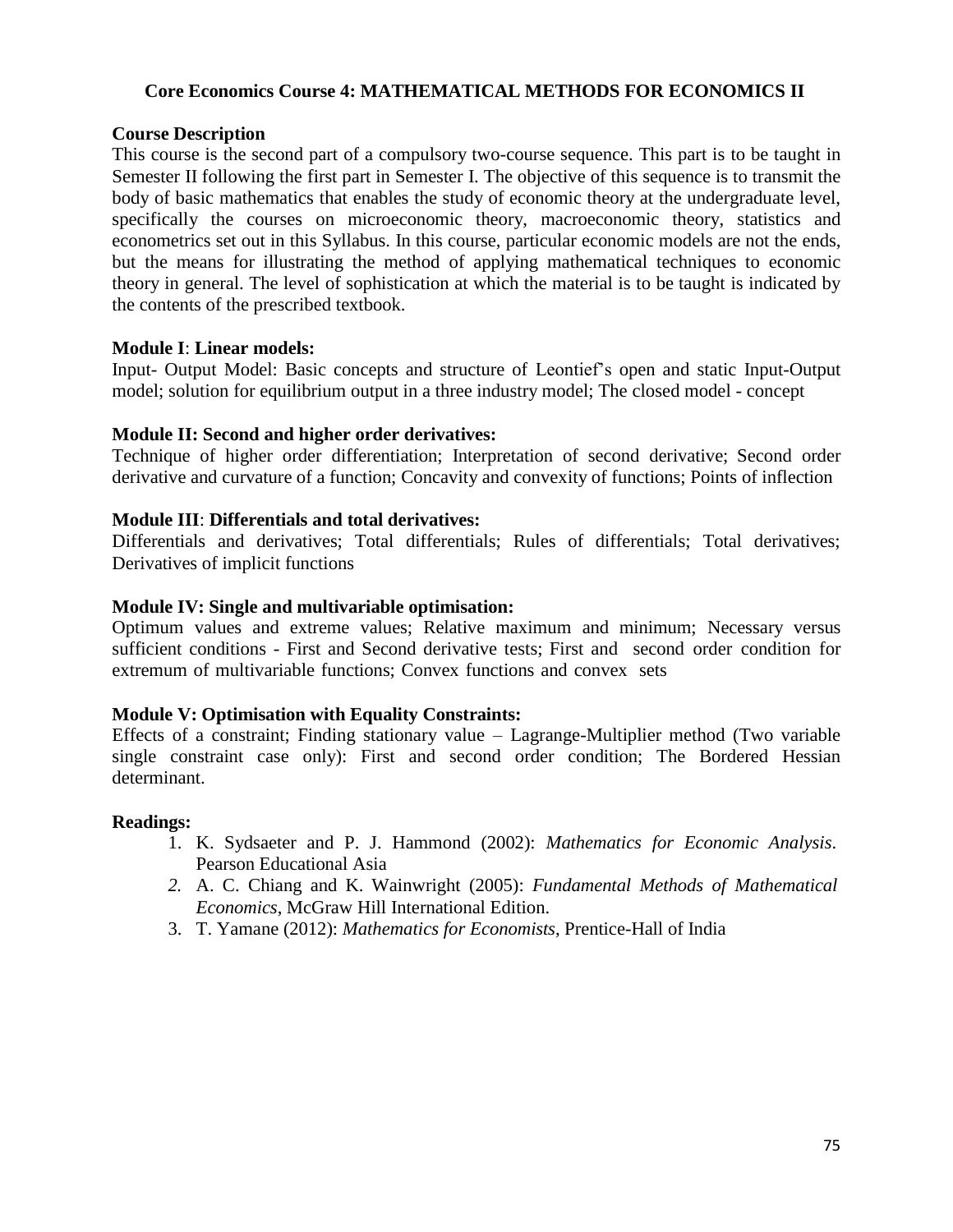### Core Economics Course 4: MATHEMATICAL METHODS FOR ECONOMICS II

**Course Description**

This course is the second part of a compulsory two-course sequence. This part is to be taught in Semester II following the first part in Semester I. The objective of this sequence is to transmit the body of basic mathematics that enables the study of economic theory at the undergraduate level, specifically the courses on microeconomic theory, macroeconomic theory, statistics and econometrics set out in this Syllabus. In this course, particular economic models are not the ends, but the means for illustrating the method of applying mathematical techniques to economic theory in general. The level of sophistication at which the material is to be taught is indicated by the contents of the prescribed textbook.

**Module I**: **Linear models:**

Input- Output Model: Basic concepts and structure of Leontief's open and static Input-Output model; solution for equilibrium output in a three industry model; The closed model - concept

**Module II: Second and higher order derivatives:**

Technique of higher order differentiation; Interpretation of second derivative; Second order derivative and curvature of a function; Concavity and convexity of functions; Points of inflection

**Module III**: **Differentials and total derivatives:**

Differentials and derivatives; Total differentials; Rules of differentials; Total derivatives; Derivatives of implicit functions

**Module IV: Single and multivariable optimisation:**

Optimum values and extreme values; Relative maximum and minimum; Necessary versus sufficient conditions - First and Second derivative tests; First and second order condition for extremum of multivariable functions; Convex functions and convex sets

**Module V: Optimisation with Equality Constraints:**

Effects of a constraint; Finding stationary value – Lagrange-Multiplier method (Two variable single constraint case only): First and second order condition; The Bordered Hessian determinant.

**Readings:**

1. K. Sydsaeter and P. J. Hammond (2002): *Mathematics for Economic Analysis*. Pearson Educational Asia
2. A. C. Chiang and K. Wainwright (2005): *Fundamental Methods of Mathematical Economics*, McGraw Hill International Edition.
3. T. Yamane (2012): *Mathematics for Economists*, Prentice-Hall of India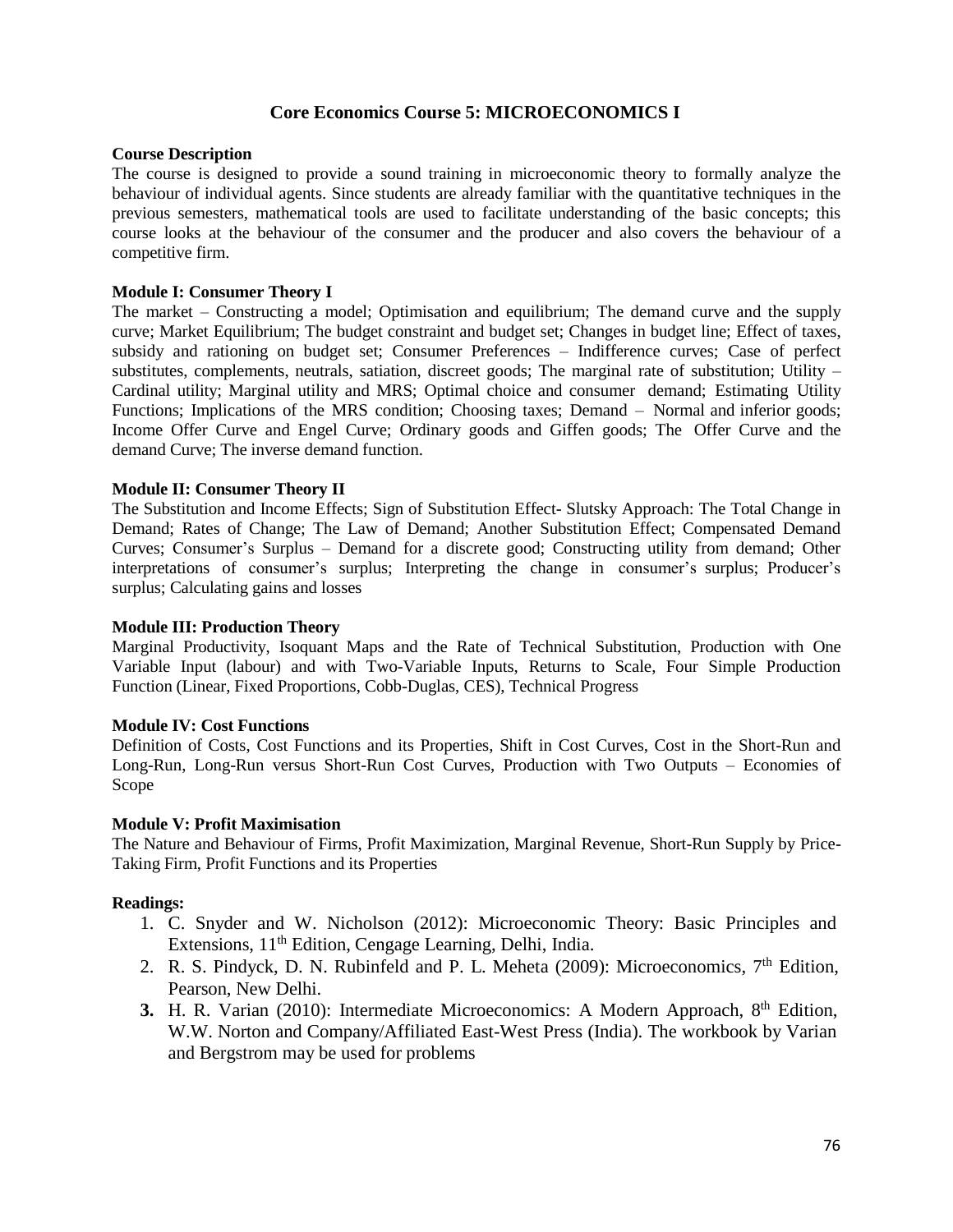## Core Economics Course 5: MICROECONOMICS I

**Course Description**

The course is designed to provide a sound training in microeconomic theory to formally analyze the behaviour of individual agents. Since students are already familiar with the quantitative techniques in the previous semesters, mathematical tools are used to facilitate understanding of the basic concepts; this course looks at the behaviour of the consumer and the producer and also covers the behaviour of a competitive firm.

**Module I: Consumer Theory I**

The market – Constructing a model; Optimisation and equilibrium; The demand curve and the supply curve; Market Equilibrium; The budget constraint and budget set; Changes in budget line; Effect of taxes, subsidy and rationing on budget set; Consumer Preferences – Indifference curves; Case of perfect substitutes, complements, neutrals, satiation, discreet goods; The marginal rate of substitution; Utility – Cardinal utility; Marginal utility and MRS; Optimal choice and consumer demand; Estimating Utility Functions; Implications of the MRS condition; Choosing taxes; Demand – Normal and inferior goods; Income Offer Curve and Engel Curve; Ordinary goods and Giffen goods; The Offer Curve and the demand Curve; The inverse demand function.

**Module II: Consumer Theory II**

The Substitution and Income Effects; Sign of Substitution Effect- Slutsky Approach: The Total Change in Demand; Rates of Change; The Law of Demand; Another Substitution Effect; Compensated Demand Curves; Consumer's Surplus – Demand for a discrete good; Constructing utility from demand; Other interpretations of consumer's surplus; Interpreting the change in consumer's surplus; Producer's surplus; Calculating gains and losses

**Module III: Production Theory**

Marginal Productivity, Isoquant Maps and the Rate of Technical Substitution, Production with One Variable Input (labour) and with Two-Variable Inputs, Returns to Scale, Four Simple Production Function (Linear, Fixed Proportions, Cobb-Duglas, CES), Technical Progress

**Module IV: Cost Functions**

Definition of Costs, Cost Functions and its Properties, Shift in Cost Curves, Cost in the Short-Run and Long-Run, Long-Run versus Short-Run Cost Curves, Production with Two Outputs – Economies of Scope

**Module V: Profit Maximisation**

The Nature and Behaviour of Firms, Profit Maximization, Marginal Revenue, Short-Run Supply by Price-Taking Firm, Profit Functions and its Properties

**Readings:**

1. C. Snyder and W. Nicholson (2012): Microeconomic Theory: Basic Principles and Extensions, 11th Edition, Cengage Learning, Delhi, India.
2. R. S. Pindyck, D. N. Rubinfeld and P. L. Meheta (2009): Microeconomics, 7th Edition, Pearson, New Delhi.
3. H. R. Varian (2010): Intermediate Microeconomics: A Modern Approach, 8th Edition, W.W. Norton and Company/Affiliated East-West Press (India). The workbook by Varian and Bergstrom may be used for problems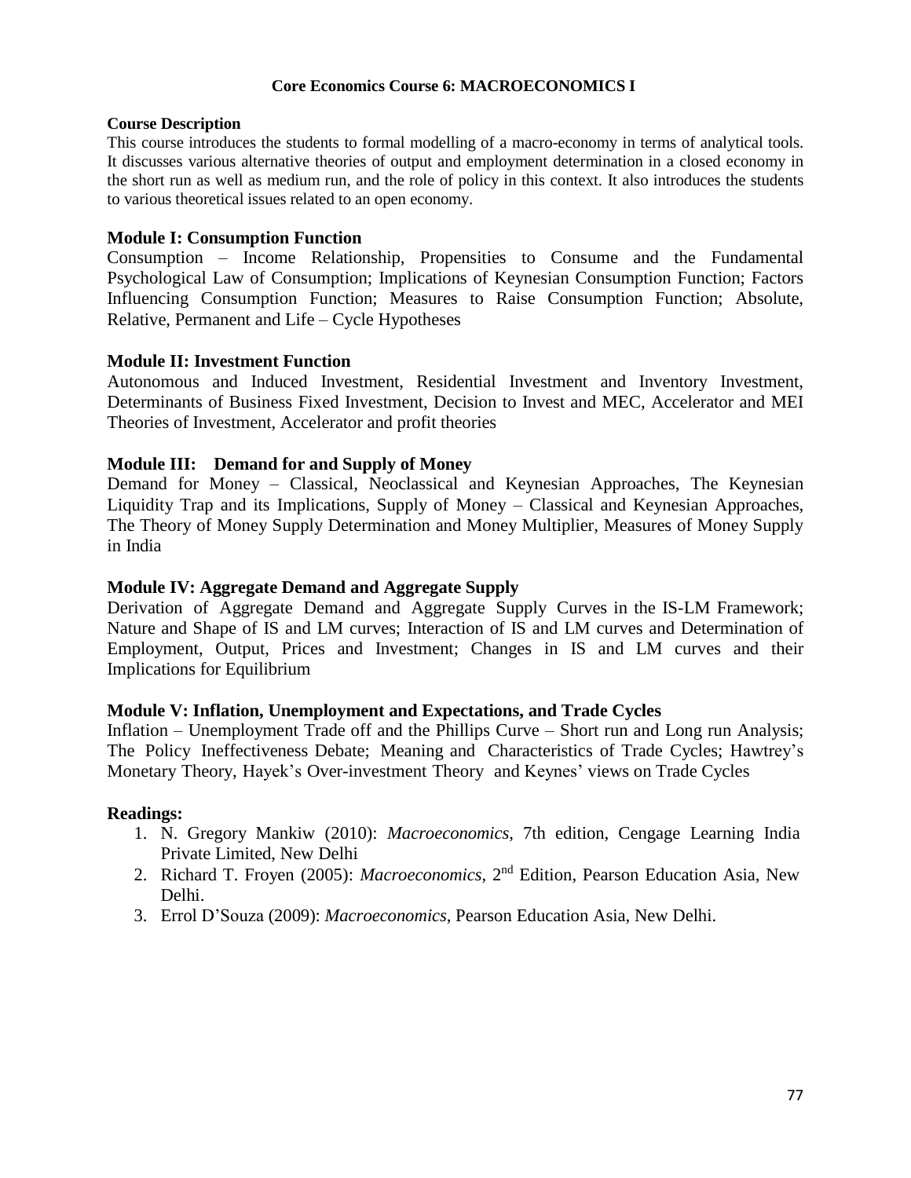## Core Economics Course 6: MACROECONOMICS I

**Course Description**

This course introduces the students to formal modelling of a macro-economy in terms of analytical tools. It discusses various alternative theories of output and employment determination in a closed economy in the short run as well as medium run, and the role of policy in this context. It also introduces the students to various theoretical issues related to an open economy.

### Module I: Consumption Function

Consumption – Income Relationship, Propensities to Consume and the Fundamental Psychological Law of Consumption; Implications of Keynesian Consumption Function; Factors Influencing Consumption Function; Measures to Raise Consumption Function; Absolute, Relative, Permanent and Life – Cycle Hypotheses

### Module II: Investment Function

Autonomous and Induced Investment, Residential Investment and Inventory Investment, Determinants of Business Fixed Investment, Decision to Invest and MEC, Accelerator and MEI Theories of Investment, Accelerator and profit theories

### Module III: Demand for and Supply of Money

Demand for Money – Classical, Neoclassical and Keynesian Approaches, The Keynesian Liquidity Trap and its Implications, Supply of Money – Classical and Keynesian Approaches, The Theory of Money Supply Determination and Money Multiplier, Measures of Money Supply in India

### Module IV: Aggregate Demand and Aggregate Supply

Derivation of Aggregate Demand and Aggregate Supply Curves in the IS-LM Framework; Nature and Shape of IS and LM curves; Interaction of IS and LM curves and Determination of Employment, Output, Prices and Investment; Changes in IS and LM curves and their Implications for Equilibrium

### Module V: Inflation, Unemployment and Expectations, and Trade Cycles

Inflation – Unemployment Trade off and the Phillips Curve – Short run and Long run Analysis; The Policy Ineffectiveness Debate; Meaning and Characteristics of Trade Cycles; Hawtrey's Monetary Theory, Hayek's Over-investment Theory and Keynes' views on Trade Cycles

### Readings:

1. N. Gregory Mankiw (2010): *Macroeconomics*, 7th edition, Cengage Learning India Private Limited, New Delhi
2. Richard T. Froyen (2005): *Macroeconomics*, 2nd Edition, Pearson Education Asia, New Delhi.
3. Errol D'Souza (2009): *Macroeconomics*, Pearson Education Asia, New Delhi.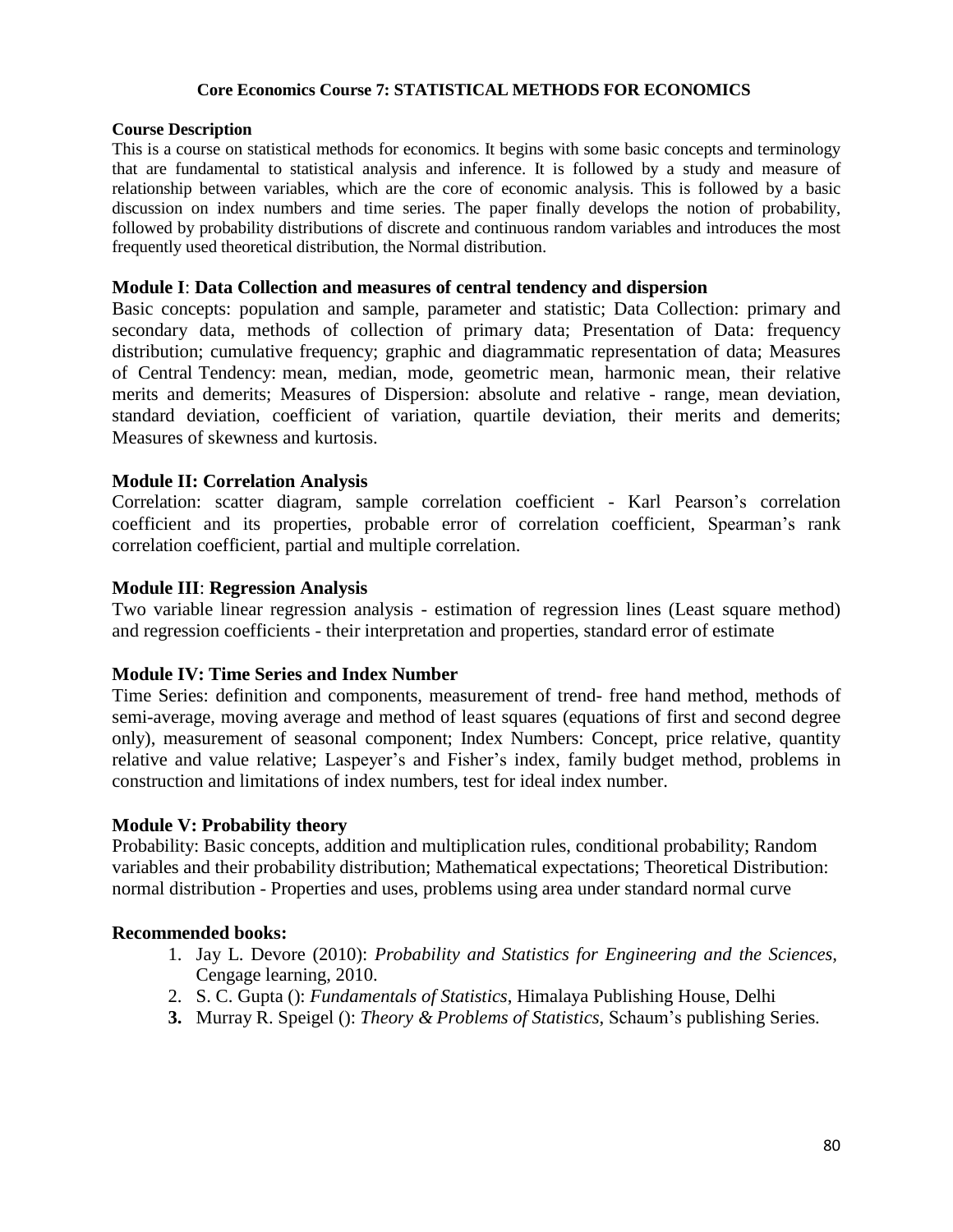# Core Economics Course 7: STATISTICAL METHODS FOR ECONOMICS

**Course Description**

This is a course on statistical methods for economics. It begins with some basic concepts and terminology that are fundamental to statistical analysis and inference. It is followed by a study and measure of relationship between variables, which are the core of economic analysis. This is followed by a basic discussion on index numbers and time series. The paper finally develops the notion of probability, followed by probability distributions of discrete and continuous random variables and introduces the most frequently used theoretical distribution, the Normal distribution.

**Module I**: **Data Collection and measures of central tendency and dispersion**

Basic concepts: population and sample, parameter and statistic; Data Collection: primary and secondary data, methods of collection of primary data; Presentation of Data: frequency distribution; cumulative frequency; graphic and diagrammatic representation of data; Measures of Central Tendency: mean, median, mode, geometric mean, harmonic mean, their relative merits and demerits; Measures of Dispersion: absolute and relative - range, mean deviation, standard deviation, coefficient of variation, quartile deviation, their merits and demerits; Measures of skewness and kurtosis.

**Module II: Correlation Analysis**

Correlation: scatter diagram, sample correlation coefficient - Karl Pearson's correlation coefficient and its properties, probable error of correlation coefficient, Spearman's rank correlation coefficient, partial and multiple correlation.

**Module III**: **Regression Analysis**

Two variable linear regression analysis - estimation of regression lines (Least square method) and regression coefficients - their interpretation and properties, standard error of estimate

**Module IV: Time Series and Index Number**

Time Series: definition and components, measurement of trend- free hand method, methods of semi-average, moving average and method of least squares (equations of first and second degree only), measurement of seasonal component; Index Numbers: Concept, price relative, quantity relative and value relative; Laspeyer's and Fisher's index, family budget method, problems in construction and limitations of index numbers, test for ideal index number.

**Module V: Probability theory**

Probability: Basic concepts, addition and multiplication rules, conditional probability; Random variables and their probability distribution; Mathematical expectations; Theoretical Distribution: normal distribution - Properties and uses, problems using area under standard normal curve

**Recommended books:**

1. Jay L. Devore (2010): *Probability and Statistics for Engineering and the Sciences*, Cengage learning, 2010.
2. S. C. Gupta (): *Fundamentals of Statistics*, Himalaya Publishing House, Delhi
3. Murray R. Speigel (): *Theory & Problems of Statistics*, Schaum's publishing Series.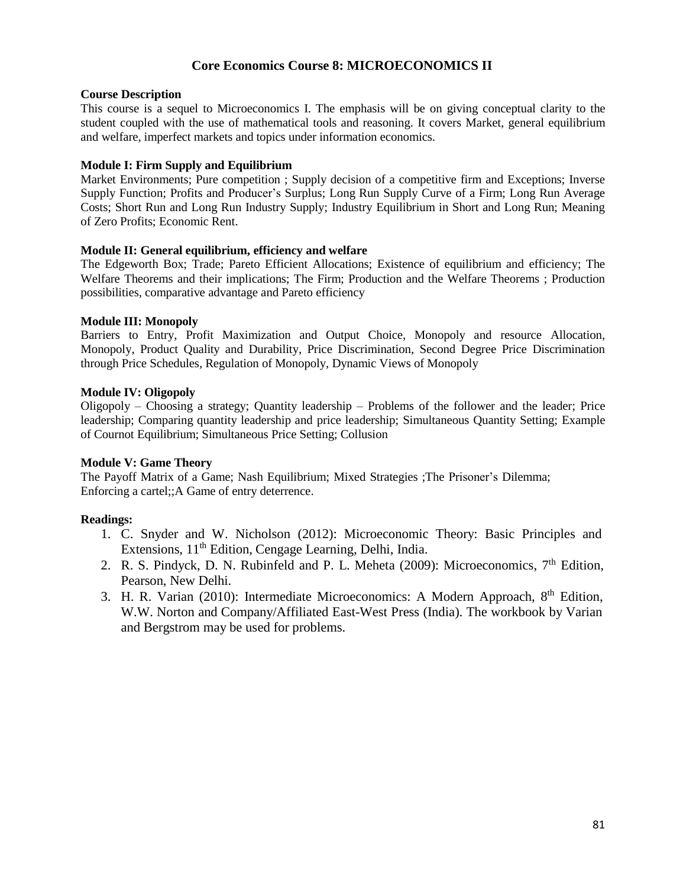# Core Economics Course 8: MICROECONOMICS II

**Course Description**

This course is a sequel to Microeconomics I. The emphasis will be on giving conceptual clarity to the student coupled with the use of mathematical tools and reasoning. It covers Market, general equilibrium and welfare, imperfect markets and topics under information economics.

**Module I: Firm Supply and Equilibrium**

Market Environments; Pure competition ; Supply decision of a competitive firm and Exceptions; Inverse Supply Function; Profits and Producer's Surplus; Long Run Supply Curve of a Firm; Long Run Average Costs; Short Run and Long Run Industry Supply; Industry Equilibrium in Short and Long Run; Meaning of Zero Profits; Economic Rent.

**Module II: General equilibrium, efficiency and welfare**

The Edgeworth Box; Trade; Pareto Efficient Allocations; Existence of equilibrium and efficiency; The Welfare Theorems and their implications; The Firm; Production and the Welfare Theorems ; Production possibilities, comparative advantage and Pareto efficiency

**Module III: Monopoly**

Barriers to Entry, Profit Maximization and Output Choice, Monopoly and resource Allocation, Monopoly, Product Quality and Durability, Price Discrimination, Second Degree Price Discrimination through Price Schedules, Regulation of Monopoly, Dynamic Views of Monopoly

**Module IV: Oligopoly**

Oligopoly – Choosing a strategy; Quantity leadership – Problems of the follower and the leader; Price leadership; Comparing quantity leadership and price leadership; Simultaneous Quantity Setting; Example of Cournot Equilibrium; Simultaneous Price Setting; Collusion

**Module V: Game Theory**

The Payoff Matrix of a Game; Nash Equilibrium; Mixed Strategies ;The Prisoner's Dilemma; Enforcing a cartel;;A Game of entry deterrence.

**Readings:**

1. C. Snyder and W. Nicholson (2012): Microeconomic Theory: Basic Principles and Extensions, 11th Edition, Cengage Learning, Delhi, India.
2. R. S. Pindyck, D. N. Rubinfeld and P. L. Meheta (2009): Microeconomics, 7th Edition, Pearson, New Delhi.
3. H. R. Varian (2010): Intermediate Microeconomics: A Modern Approach, 8th Edition, W.W. Norton and Company/Affiliated East-West Press (India). The workbook by Varian and Bergstrom may be used for problems.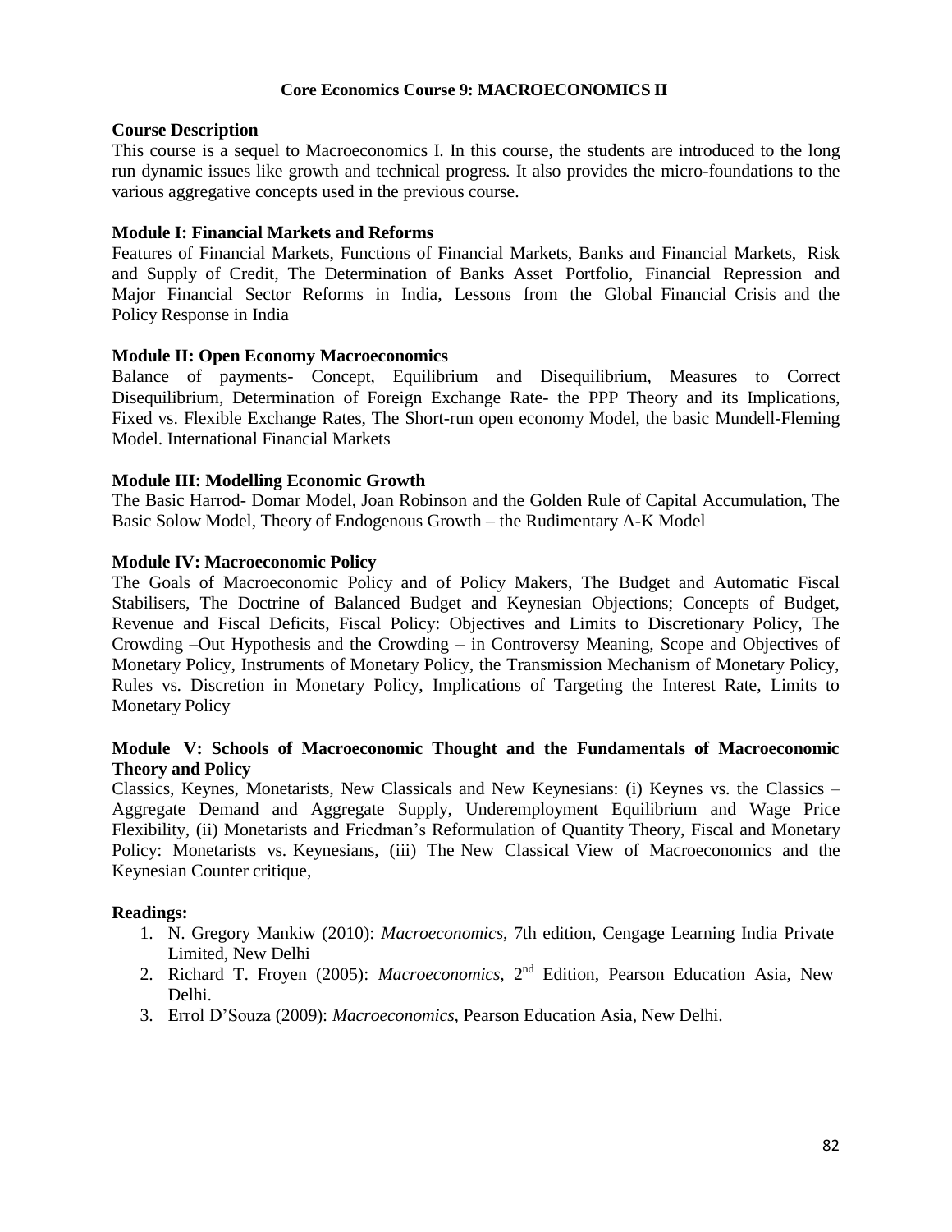## Core Economics Course 9: MACROECONOMICS II

### Course Description

This course is a sequel to Macroeconomics I. In this course, the students are introduced to the long run dynamic issues like growth and technical progress. It also provides the micro-foundations to the various aggregative concepts used in the previous course.

### Module I: Financial Markets and Reforms

Features of Financial Markets, Functions of Financial Markets, Banks and Financial Markets, Risk and Supply of Credit, The Determination of Banks Asset Portfolio, Financial Repression and Major Financial Sector Reforms in India, Lessons from the Global Financial Crisis and the Policy Response in India

### Module II: Open Economy Macroeconomics

Balance of payments- Concept, Equilibrium and Disequilibrium, Measures to Correct Disequilibrium, Determination of Foreign Exchange Rate- the PPP Theory and its Implications, Fixed vs. Flexible Exchange Rates, The Short-run open economy Model, the basic Mundell-Fleming Model. International Financial Markets

### Module III: Modelling Economic Growth

The Basic Harrod- Domar Model, Joan Robinson and the Golden Rule of Capital Accumulation, The Basic Solow Model, Theory of Endogenous Growth – the Rudimentary A-K Model

### Module IV: Macroeconomic Policy

The Goals of Macroeconomic Policy and of Policy Makers, The Budget and Automatic Fiscal Stabilisers, The Doctrine of Balanced Budget and Keynesian Objections; Concepts of Budget, Revenue and Fiscal Deficits, Fiscal Policy: Objectives and Limits to Discretionary Policy, The Crowding –Out Hypothesis and the Crowding – in Controversy Meaning, Scope and Objectives of Monetary Policy, Instruments of Monetary Policy, the Transmission Mechanism of Monetary Policy, Rules vs. Discretion in Monetary Policy, Implications of Targeting the Interest Rate, Limits to Monetary Policy

### Module V: Schools of Macroeconomic Thought and the Fundamentals of Macroeconomic Theory and Policy

Classics, Keynes, Monetarists, New Classicals and New Keynesians: (i) Keynes vs. the Classics – Aggregate Demand and Aggregate Supply, Underemployment Equilibrium and Wage Price Flexibility, (ii) Monetarists and Friedman's Reformulation of Quantity Theory, Fiscal and Monetary Policy: Monetarists vs. Keynesians, (iii) The New Classical View of Macroeconomics and the Keynesian Counter critique,

### Readings:

1. N. Gregory Mankiw (2010): *Macroeconomics*, 7th edition, Cengage Learning India Private Limited, New Delhi
2. Richard T. Froyen (2005): *Macroeconomics*, 2nd Edition, Pearson Education Asia, New Delhi.
3. Errol D'Souza (2009): *Macroeconomics*, Pearson Education Asia, New Delhi.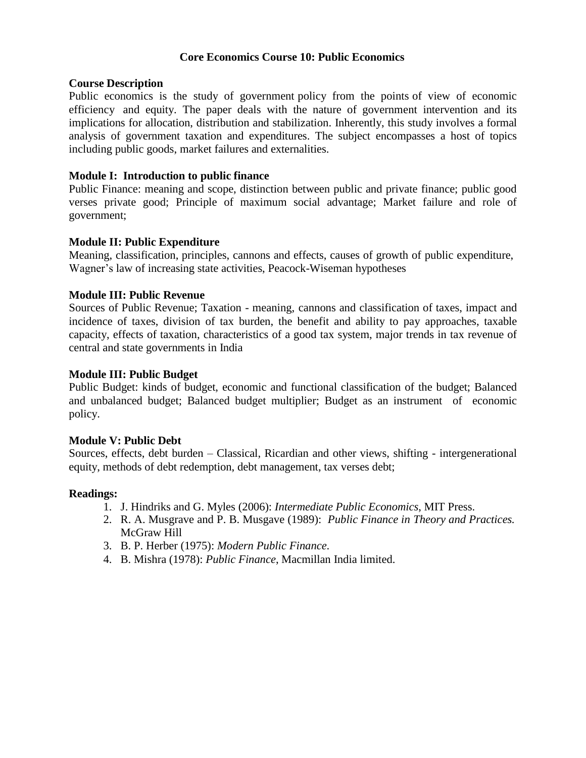## Core Economics Course 10: Public Economics

**Course Description**

Public economics is the study of government policy from the points of view of economic efficiency and equity. The paper deals with the nature of government intervention and its implications for allocation, distribution and stabilization. Inherently, this study involves a formal analysis of government taxation and expenditures. The subject encompasses a host of topics including public goods, market failures and externalities.

**Module I: Introduction to public finance**

Public Finance: meaning and scope, distinction between public and private finance; public good verses private good; Principle of maximum social advantage; Market failure and role of government;

**Module II: Public Expenditure**

Meaning, classification, principles, cannons and effects, causes of growth of public expenditure, Wagner's law of increasing state activities, Peacock-Wiseman hypotheses

**Module III: Public Revenue**

Sources of Public Revenue; Taxation - meaning, cannons and classification of taxes, impact and incidence of taxes, division of tax burden, the benefit and ability to pay approaches, taxable capacity, effects of taxation, characteristics of a good tax system, major trends in tax revenue of central and state governments in India

**Module III: Public Budget**

Public Budget: kinds of budget, economic and functional classification of the budget; Balanced and unbalanced budget; Balanced budget multiplier; Budget as an instrument of economic policy.

**Module V: Public Debt**

Sources, effects, debt burden – Classical, Ricardian and other views, shifting - intergenerational equity, methods of debt redemption, debt management, tax verses debt;

**Readings:**

1. J. Hindriks and G. Myles (2006): *Intermediate Public Economics*, MIT Press.
2. R. A. Musgrave and P. B. Musgave (1989): *Public Finance in Theory and Practices.* McGraw Hill
3. B. P. Herber (1975): *Modern Public Finance.*
4. B. Mishra (1978): *Public Finance*, Macmillan India limited.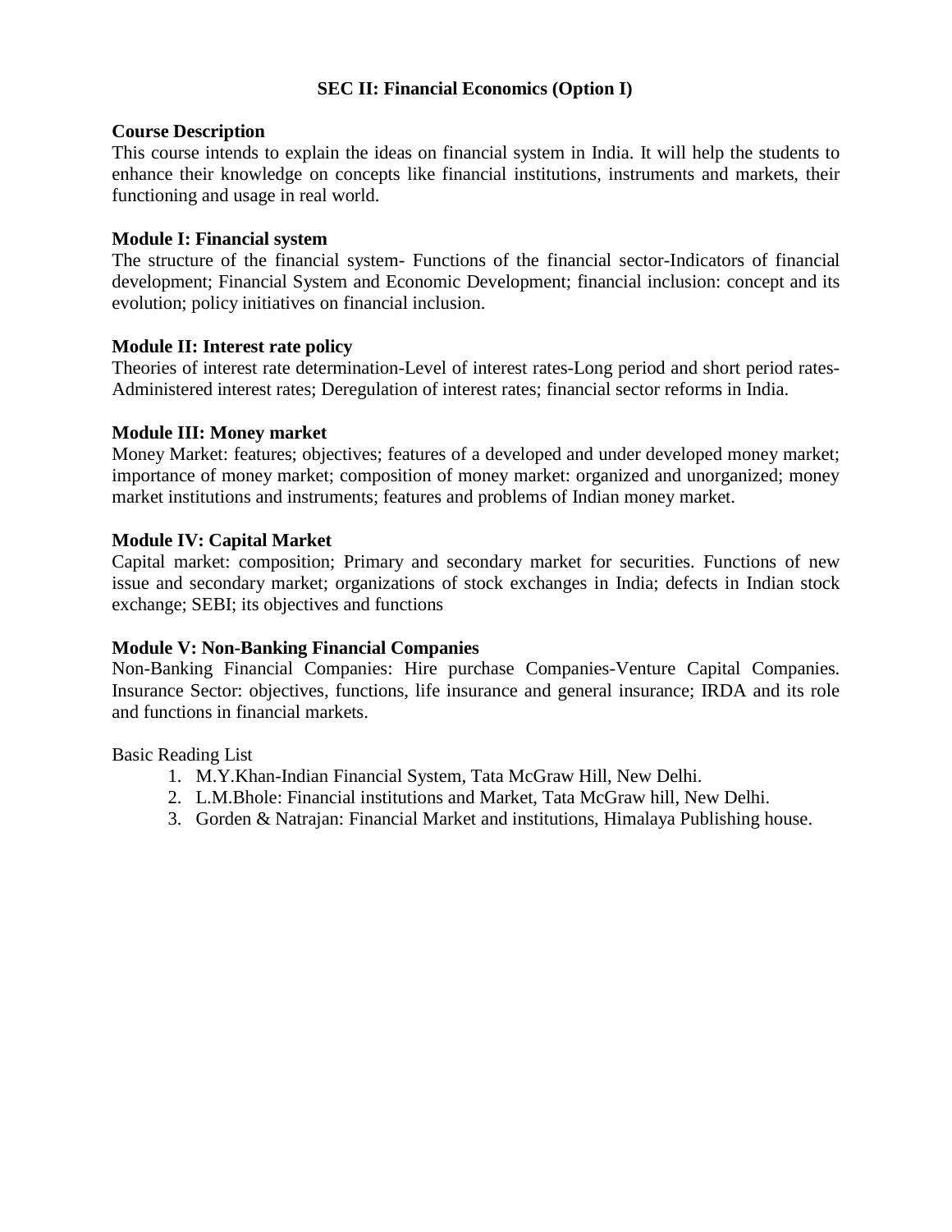## SEC II: Financial Economics (Option I)

**Course Description**

This course intends to explain the ideas on financial system in India. It will help the students to enhance their knowledge on concepts like financial institutions, instruments and markets, their functioning and usage in real world.

**Module I: Financial system**

The structure of the financial system- Functions of the financial sector-Indicators of financial development; Financial System and Economic Development; financial inclusion: concept and its evolution; policy initiatives on financial inclusion.

**Module II: Interest rate policy**

Theories of interest rate determination-Level of interest rates-Long period and short period rates-Administered interest rates; Deregulation of interest rates; financial sector reforms in India.

**Module III: Money market**

Money Market: features; objectives; features of a developed and under developed money market; importance of money market; composition of money market: organized and unorganized; money market institutions and instruments; features and problems of Indian money market.

**Module IV: Capital Market**

Capital market: composition; Primary and secondary market for securities. Functions of new issue and secondary market; organizations of stock exchanges in India; defects in Indian stock exchange; SEBI; its objectives and functions

**Module V: Non-Banking Financial Companies**

Non-Banking Financial Companies: Hire purchase Companies-Venture Capital Companies. Insurance Sector: objectives, functions, life insurance and general insurance; IRDA and its role and functions in financial markets.

Basic Reading List

1. M.Y.Khan-Indian Financial System, Tata McGraw Hill, New Delhi.
2. L.M.Bhole: Financial institutions and Market, Tata McGraw hill, New Delhi.
3. Gorden & Natrajan: Financial Market and institutions, Himalaya Publishing house.